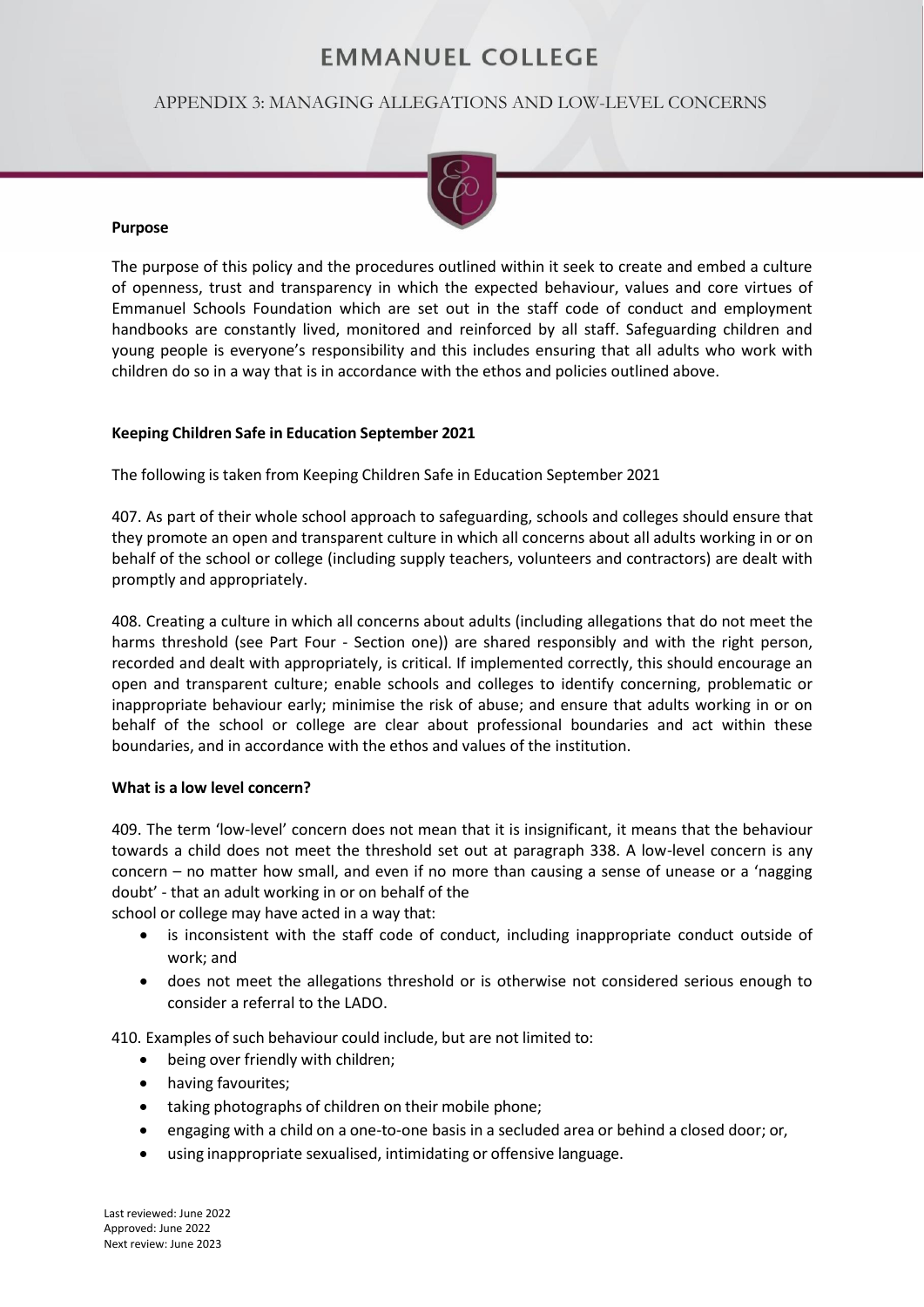# EMMANUEL COLLEGE

## APPENDIX 3: MANAGING ALLEGATIONS AND LOW-LEVEL CONCERNS

**Purpose**

The purpose of this policy and the procedures outlined within it seek to create and embed a culture of openness, trust and transparency in which the expected behaviour, values and core virtues of Emmanuel Schools Foundation which are set out in the staff code of conduct and employment handbooks are constantly lived, monitored and reinforced by all staff. Safeguarding children and young people is everyone's responsibility and this includes ensuring that all adults who work with children do so in a way that is in accordance with the ethos and policies outlined above.

**Keeping Children Safe in Education September 2021**

The following is taken from Keeping Children Safe in Education September 2021

407. As part of their whole school approach to safeguarding, schools and colleges should ensure that they promote an open and transparent culture in which all concerns about all adults working in or on behalf of the school or college (including supply teachers, volunteers and contractors) are dealt with promptly and appropriately.

408. Creating a culture in which all concerns about adults (including allegations that do not meet the harms threshold (see Part Four - Section one)) are shared responsibly and with the right person, recorded and dealt with appropriately, is critical. If implemented correctly, this should encourage an open and transparent culture; enable schools and colleges to identify concerning, problematic or inappropriate behaviour early; minimise the risk of abuse; and ensure that adults working in or on behalf of the school or college are clear about professional boundaries and act within these boundaries, and in accordance with the ethos and values of the institution.

**What is a low level concern?**

409. The term 'low-level' concern does not mean that it is insignificant, it means that the behaviour towards a child does not meet the threshold set out at paragraph 338. A low-level concern is any concern – no matter how small, and even if no more than causing a sense of unease or a 'nagging doubt' - that an adult working in or on behalf of the school or college may have acted in a way that:

- is inconsistent with the staff code of conduct, including inappropriate conduct outside of work; and
- does not meet the allegations threshold or is otherwise not considered serious enough to consider a referral to the LADO.

410. Examples of such behaviour could include, but are not limited to:

- being over friendly with children;
- having favourites;
- taking photographs of children on their mobile phone;
- engaging with a child on a one-to-one basis in a secluded area or behind a closed door; or,
- using inappropriate sexualised, intimidating or offensive language.

Last reviewed: June 2022
Approved: June 2022
Next review: June 2023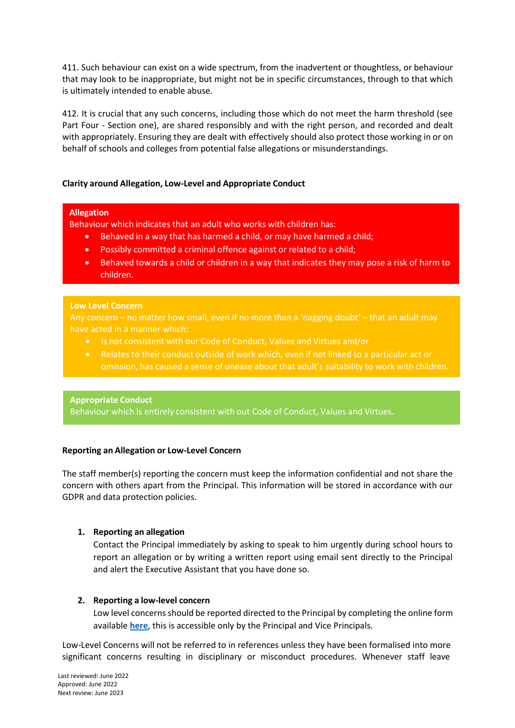411. Such behaviour can exist on a wide spectrum, from the inadvertent or thoughtless, or behaviour that may look to be inappropriate, but might not be in specific circumstances, through to that which is ultimately intended to enable abuse.

412. It is crucial that any such concerns, including those which do not meet the harm threshold (see Part Four - Section one), are shared responsibly and with the right person, and recorded and dealt with appropriately. Ensuring they are dealt with effectively should also protect those working in or on behalf of schools and colleges from potential false allegations or misunderstandings.

**Clarity around Allegation, Low-Level and Appropriate Conduct**

**Allegation**
Behaviour which indicates that an adult who works with children has:

- Behaved in a way that has harmed a child, or may have harmed a child;
- Possibly committed a criminal offence against or related to a child;
- Behaved towards a child or children in a way that indicates they may pose a risk of harm to children.

**Low Level Concern**
Any concern – no matter how small, even if no more than a 'nagging doubt' – that an adult may have acted in a manner which:

- Is not consistent with our Code of Conduct, Values and Virtues and/or
- Relates to their conduct outside of work which, even if not linked to a particular act or omission, has caused a sense of unease about that adult's suitability to work with children.

**Appropriate Conduct**
Behaviour which is entirely consistent with out Code of Conduct, Values and Virtues.

**Reporting an Allegation or Low-Level Concern**

The staff member(s) reporting the concern must keep the information confidential and not share the concern with others apart from the Principal. This information will be stored in accordance with our GDPR and data protection policies.

1. **Reporting an allegation**
   Contact the Principal immediately by asking to speak to him urgently during school hours to report an allegation or by writing a written report using email sent directly to the Principal and alert the Executive Assistant that you have done so.

2. **Reporting a low-level concern**
   Low level concerns should be reported directed to the Principal by completing the online form available **here**, this is accessible only by the Principal and Vice Principals.

Low-Level Concerns will not be referred to in references unless they have been formalised into more significant concerns resulting in disciplinary or misconduct procedures. Whenever staff leave

Last reviewed: June 2022
Approved: June 2022
Next review: June 2023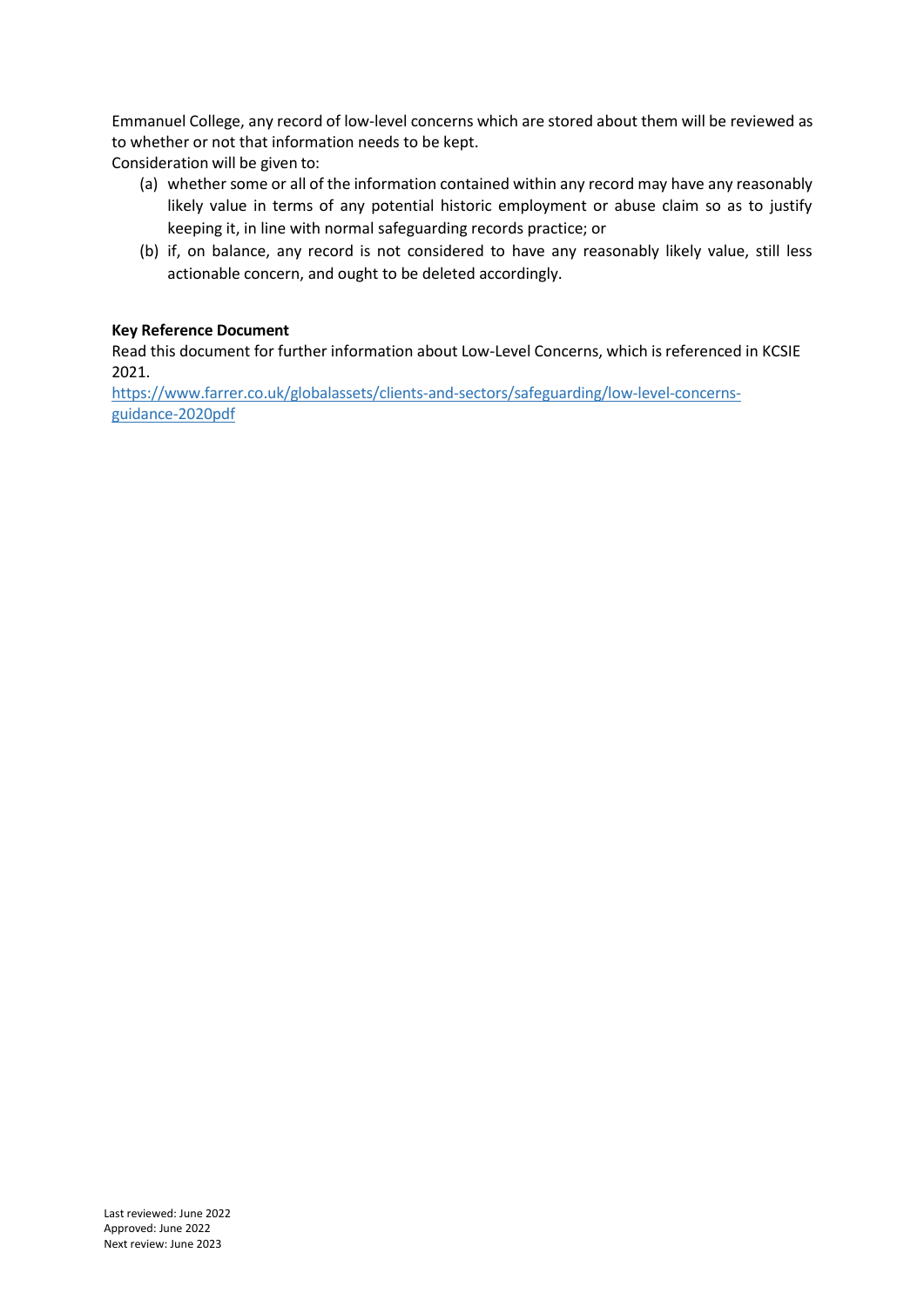Emmanuel College, any record of low-level concerns which are stored about them will be reviewed as to whether or not that information needs to be kept.

Consideration will be given to:

(a) whether some or all of the information contained within any record may have any reasonably likely value in terms of any potential historic employment or abuse claim so as to justify keeping it, in line with normal safeguarding records practice; or

(b) if, on balance, any record is not considered to have any reasonably likely value, still less actionable concern, and ought to be deleted accordingly.

**Key Reference Document**

Read this document for further information about Low-Level Concerns, which is referenced in KCSIE 2021.

https://www.farrer.co.uk/globalassets/clients-and-sectors/safeguarding/low-level-concerns-guidance-2020pdf

Last reviewed: June 2022
Approved: June 2022
Next review: June 2023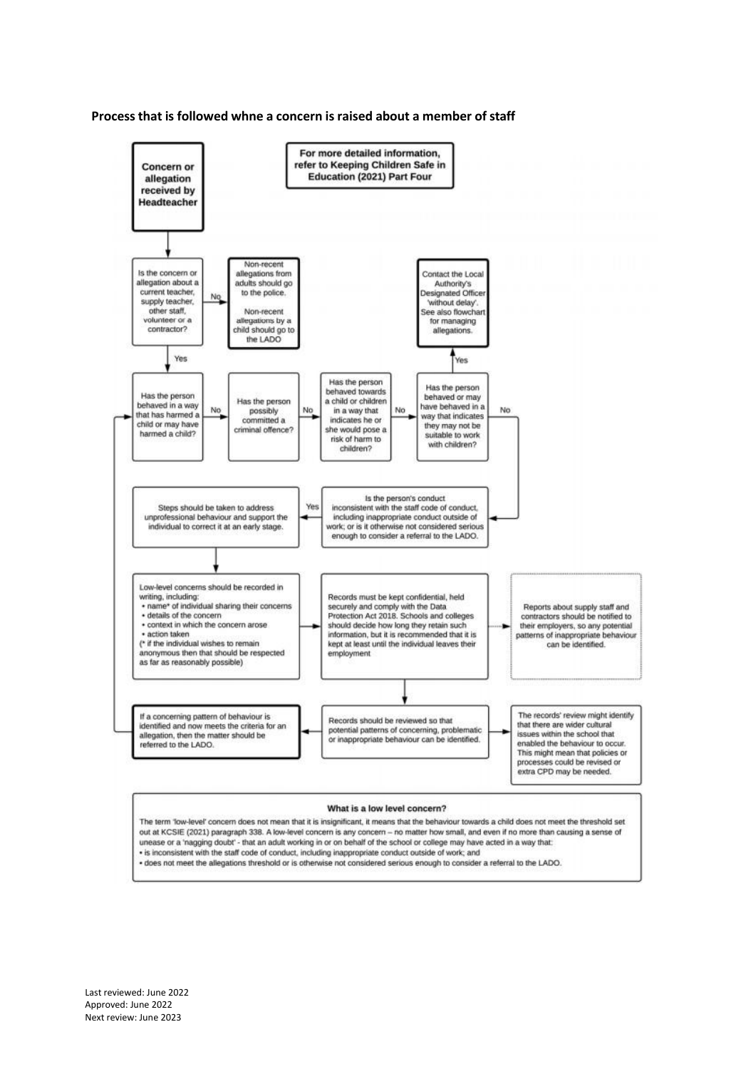**Process that is followed whne a concern is raised about a member of staff**

**Concern or allegation received by Headteacher**

**For more detailed information, refer to Keeping Children Safe in Education (2021) Part Four**

Is the concern or allegation about a current teacher, supply teacher, other staff, volunteer or a contractor?

- No → **Non-recent allegations from adults should go to the police. Non-recent allegations by a child should go to the LADO**
- Yes → Has the person behaved in a way that has harmed a child or may have harmed a child?

Has the person behaved in a way that has harmed a child or may have harmed a child?

- No → Has the person possibly committed a criminal offence?

Has the person possibly committed a criminal offence?

- No → Has the person behaved towards a child or children in a way that indicates he or she would pose a risk of harm to children?

Has the person behaved towards a child or children in a way that indicates he or she would pose a risk of harm to children?

- No → Has the person behaved or may have behaved in a way that indicates they may not be suitable to work with children?

Has the person behaved or may have behaved in a way that indicates they may not be suitable to work with children?

- Yes → **Contact the Local Authority's Designated Officer 'without delay'. See also flowchart for managing allegations.**
- No → Is the person's conduct inconsistent with the staff code of conduct, including inappropriate conduct outside of work; or is it otherwise not considered serious enough to consider a referral to the LADO.

Is the person's conduct inconsistent with the staff code of conduct, including inappropriate conduct outside of work; or is it otherwise not considered serious enough to consider a referral to the LADO.

- Yes → Steps should be taken to address unprofessional behaviour and support the individual to correct it at an early stage.

Steps should be taken to address unprofessional behaviour and support the individual to correct it at an early stage. → Low-level concerns should be recorded in writing.

Low-level concerns should be recorded in writing, including:

- name* of individual sharing their concerns
- details of the concern
- context in which the concern arose
- action taken

(* if the individual wishes to remain anonymous then that should be respected as far as reasonably possible)

→ Records must be kept confidential, held securely and comply with the Data Protection Act 2018. Schools and colleges should decide how long they retain such information, but it is recommended that it is kept at least until the individual leaves their employment

Records must be kept confidential… →

- Reports about supply staff and contractors should be notified to their employers, so any potential patterns of inappropriate behaviour can be identified.
- Records should be reviewed so that potential patterns of concerning, problematic or inappropriate behaviour can be identified.

Records should be reviewed so that potential patterns of concerning, problematic or inappropriate behaviour can be identified. →

- The records' review might identify that there are wider cultural issues within the school that enabled the behaviour to occur. This might mean that policies or processes could be revised or extra CPD may be needed.
- **If a concerning pattern of behaviour is identified and now meets the criteria for an allegation, then the matter should be referred to the LADO.** → (back to) Has the person behaved in a way that has harmed a child or may have harmed a child?

**What is a low level concern?**

The term 'low-level' concern does not mean that it is insignificant, it means that the behaviour towards a child does not meet the threshold set out at KCSIE (2021) paragraph 338. A low-level concern is any concern – no matter how small, and even if no more than causing a sense of unease or a 'nagging doubt' - that an adult working in or on behalf of the school or college may have acted in a way that:

- is inconsistent with the staff code of conduct, including inappropriate conduct outside of work; and
- does not meet the allegations threshold or is otherwise not considered serious enough to consider a referral to the LADO.

Last reviewed: June 2022
Approved: June 2022
Next review: June 2023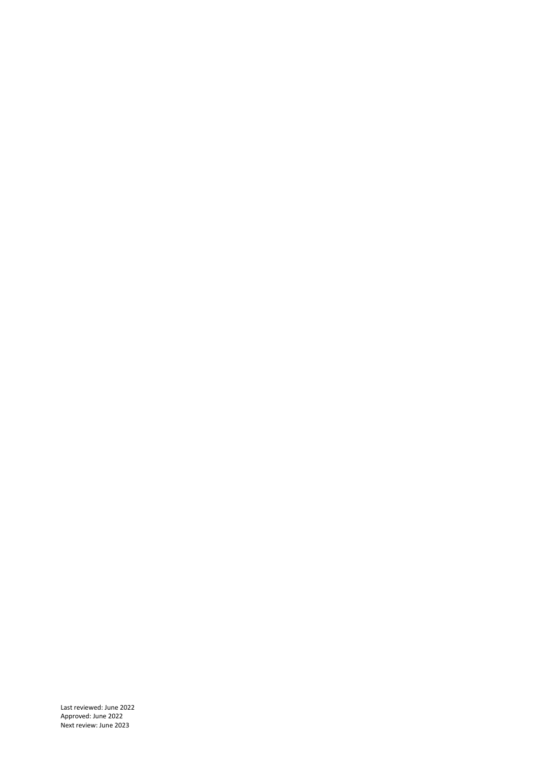Last reviewed: June 2022
Approved: June 2022
Next review: June 2023